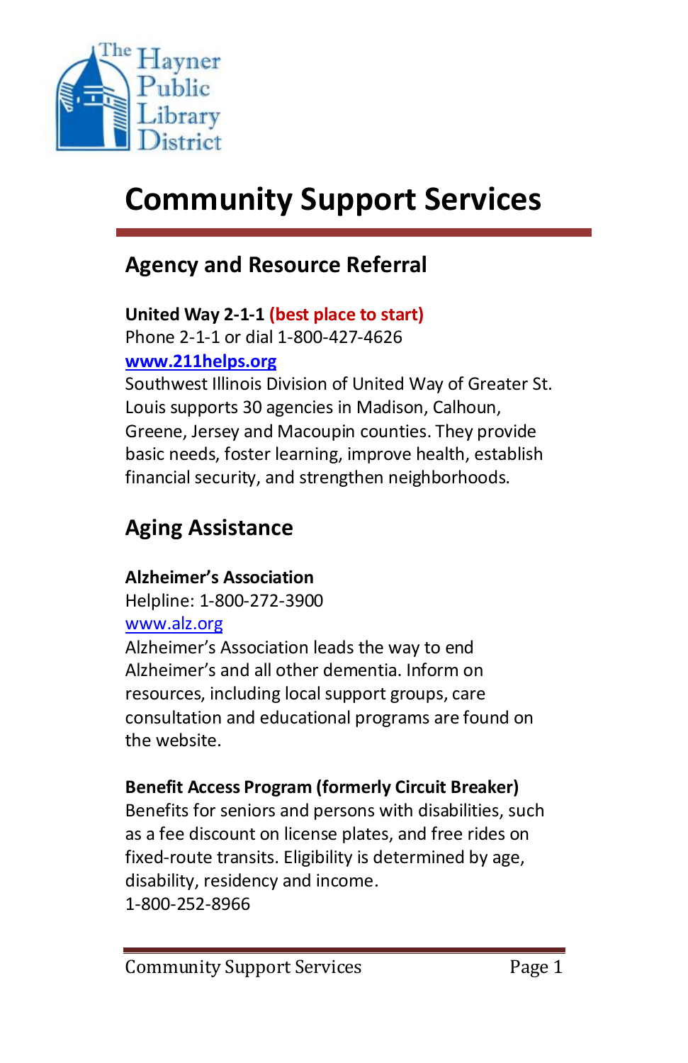The Hayner Public Library District

# Community Support Services

## Agency and Resource Referral

**United Way 2-1-1** **(best place to start)**
Phone 2-1-1 or dial 1-800-427-4626
**www.211helps.org**
Southwest Illinois Division of United Way of Greater St. Louis supports 30 agencies in Madison, Calhoun, Greene, Jersey and Macoupin counties. They provide basic needs, foster learning, improve health, establish financial security, and strengthen neighborhoods.

## Aging Assistance

**Alzheimer's Association**
Helpline: 1-800-272-3900
www.alz.org
Alzheimer's Association leads the way to end Alzheimer's and all other dementia. Inform on resources, including local support groups, care consultation and educational programs are found on the website.

**Benefit Access Program (formerly Circuit Breaker)**
Benefits for seniors and persons with disabilities, such as a fee discount on license plates, and free rides on fixed-route transits. Eligibility is determined by age, disability, residency and income.
1-800-252-8966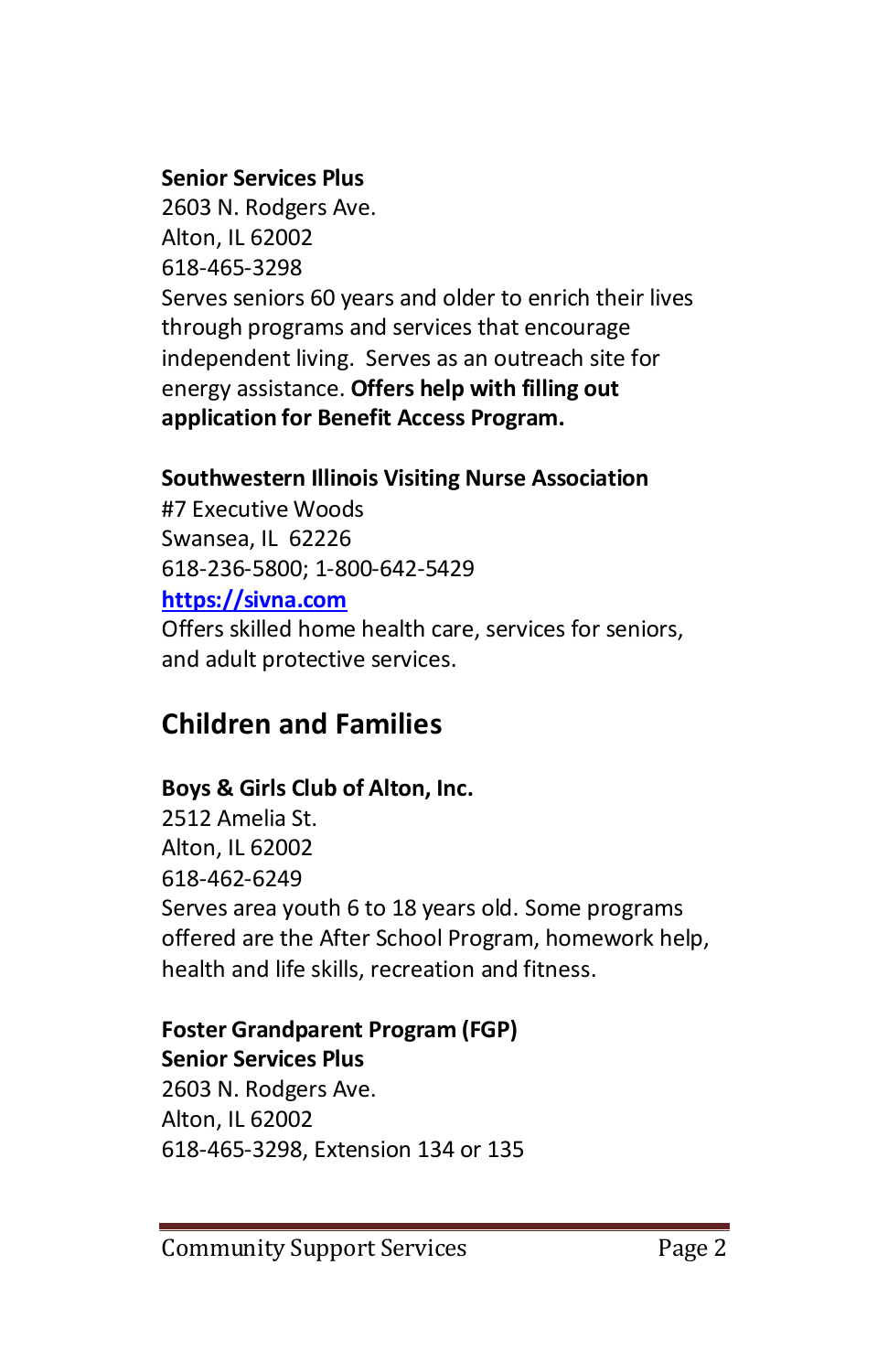**Senior Services Plus**
2603 N. Rodgers Ave.
Alton, IL 62002
618-465-3298
Serves seniors 60 years and older to enrich their lives through programs and services that encourage independent living. Serves as an outreach site for energy assistance. **Offers help with filling out application for Benefit Access Program.**

**Southwestern Illinois Visiting Nurse Association**
#7 Executive Woods
Swansea, IL 62226
618-236-5800; 1-800-642-5429
[https://sivna.com](https://sivna.com)
Offers skilled home health care, services for seniors, and adult protective services.

## Children and Families

**Boys & Girls Club of Alton, Inc.**
2512 Amelia St.
Alton, IL 62002
618-462-6249
Serves area youth 6 to 18 years old. Some programs offered are the After School Program, homework help, health and life skills, recreation and fitness.

**Foster Grandparent Program (FGP)**
**Senior Services Plus**
2603 N. Rodgers Ave.
Alton, IL 62002
618-465-3298, Extension 134 or 135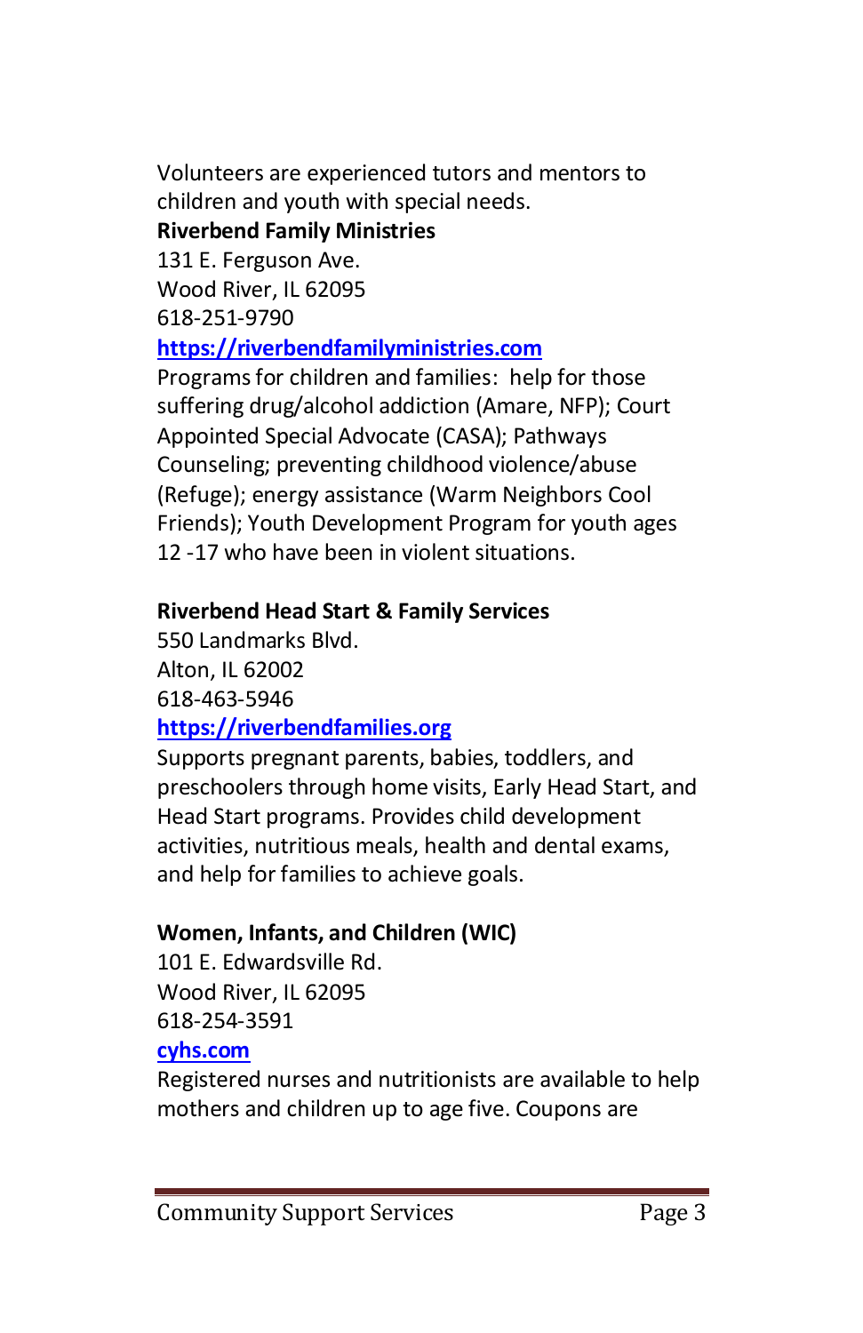Volunteers are experienced tutors and mentors to children and youth with special needs.

**Riverbend Family Ministries**
131 E. Ferguson Ave.
Wood River, IL 62095
618-251-9790
**https://riverbendfamilyministries.com**
Programs for children and families: help for those suffering drug/alcohol addiction (Amare, NFP); Court Appointed Special Advocate (CASA); Pathways Counseling; preventing childhood violence/abuse (Refuge); energy assistance (Warm Neighbors Cool Friends); Youth Development Program for youth ages 12 -17 who have been in violent situations.

**Riverbend Head Start & Family Services**
550 Landmarks Blvd.
Alton, IL 62002
618-463-5946
**https://riverbendfamilies.org**
Supports pregnant parents, babies, toddlers, and preschoolers through home visits, Early Head Start, and Head Start programs. Provides child development activities, nutritious meals, health and dental exams, and help for families to achieve goals.

**Women, Infants, and Children (WIC)**
101 E. Edwardsville Rd.
Wood River, IL 62095
618-254-3591
**cyhs.com**
Registered nurses and nutritionists are available to help mothers and children up to age five. Coupons are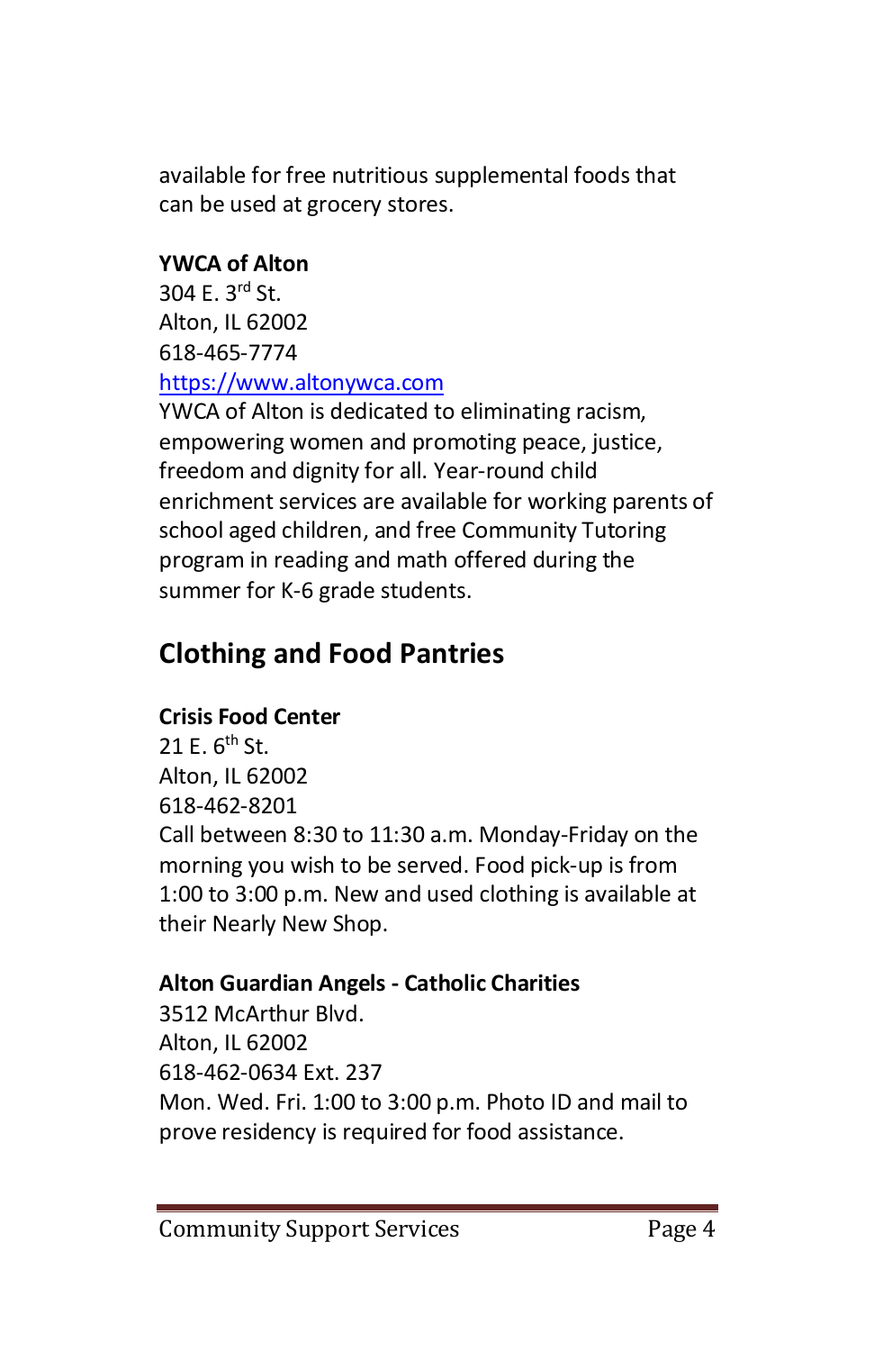available for free nutritious supplemental foods that can be used at grocery stores.

**YWCA of Alton**
304 E. 3rd St.
Alton, IL 62002
618-465-7774
https://www.altonywca.com
YWCA of Alton is dedicated to eliminating racism, empowering women and promoting peace, justice, freedom and dignity for all. Year-round child enrichment services are available for working parents of school aged children, and free Community Tutoring program in reading and math offered during the summer for K-6 grade students.

## Clothing and Food Pantries

**Crisis Food Center**
21 E. 6th St.
Alton, IL 62002
618-462-8201
Call between 8:30 to 11:30 a.m. Monday-Friday on the morning you wish to be served. Food pick-up is from 1:00 to 3:00 p.m. New and used clothing is available at their Nearly New Shop.

**Alton Guardian Angels - Catholic Charities**
3512 McArthur Blvd.
Alton, IL 62002
618-462-0634 Ext. 237
Mon. Wed. Fri. 1:00 to 3:00 p.m. Photo ID and mail to prove residency is required for food assistance.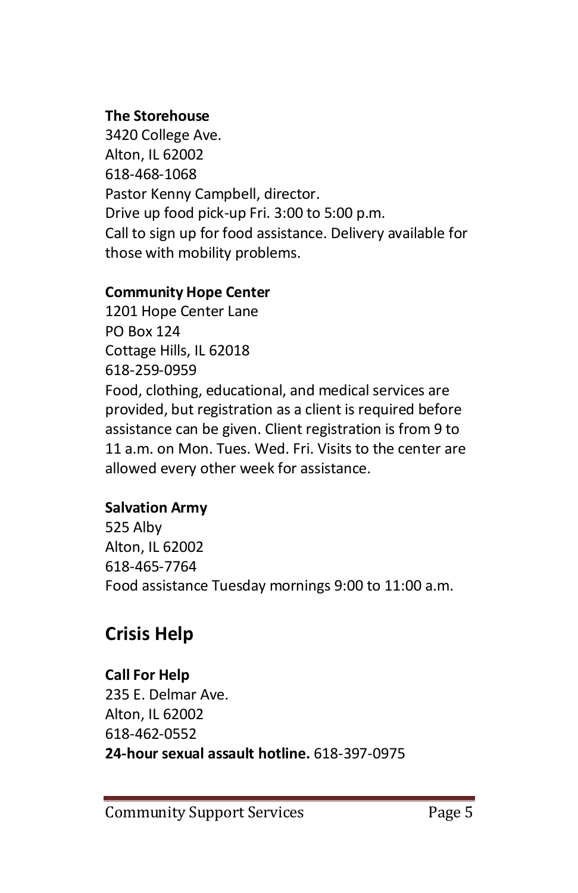**The Storehouse**
3420 College Ave.
Alton, IL 62002
618-468-1068
Pastor Kenny Campbell, director.
Drive up food pick-up Fri. 3:00 to 5:00 p.m.
Call to sign up for food assistance. Delivery available for those with mobility problems.

**Community Hope Center**
1201 Hope Center Lane
PO Box 124
Cottage Hills, IL 62018
618-259-0959
Food, clothing, educational, and medical services are provided, but registration as a client is required before assistance can be given. Client registration is from 9 to 11 a.m. on Mon. Tues. Wed. Fri. Visits to the center are allowed every other week for assistance.

**Salvation Army**
525 Alby
Alton, IL 62002
618-465-7764
Food assistance Tuesday mornings 9:00 to 11:00 a.m.

## Crisis Help

**Call For Help**
235 E. Delmar Ave.
Alton, IL 62002
618-462-0552
**24-hour sexual assault hotline.** 618-397-0975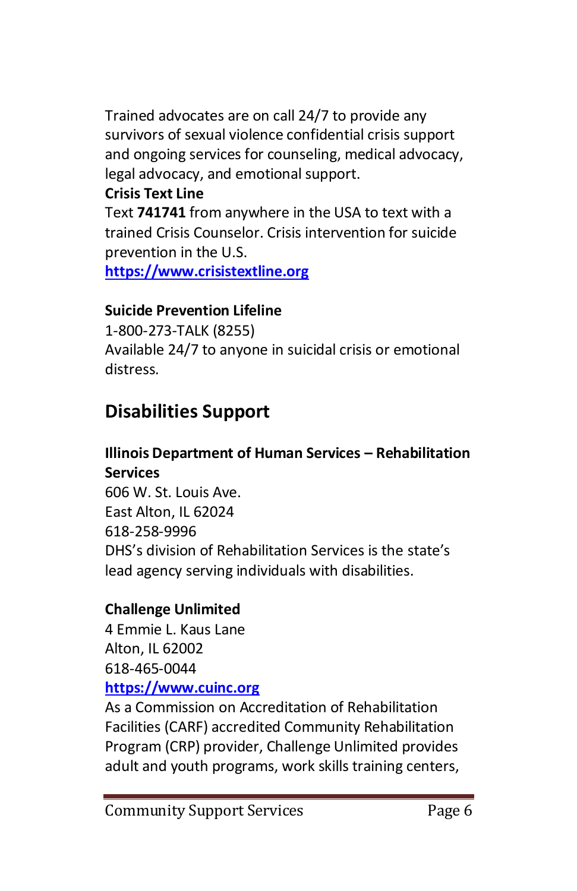Trained advocates are on call 24/7 to provide any survivors of sexual violence confidential crisis support and ongoing services for counseling, medical advocacy, legal advocacy, and emotional support.

**Crisis Text Line**

Text **741741** from anywhere in the USA to text with a trained Crisis Counselor. Crisis intervention for suicide prevention in the U.S.

**https://www.crisistextline.org**

**Suicide Prevention Lifeline**

1-800-273-TALK (8255)

Available 24/7 to anyone in suicidal crisis or emotional distress.

## Disabilities Support

**Illinois Department of Human Services – Rehabilitation Services**

606 W. St. Louis Ave.
East Alton, IL 62024
618-258-9996

DHS's division of Rehabilitation Services is the state's lead agency serving individuals with disabilities.

**Challenge Unlimited**

4 Emmie L. Kaus Lane
Alton, IL 62002
618-465-0044

**https://www.cuinc.org**

As a Commission on Accreditation of Rehabilitation Facilities (CARF) accredited Community Rehabilitation Program (CRP) provider, Challenge Unlimited provides adult and youth programs, work skills training centers,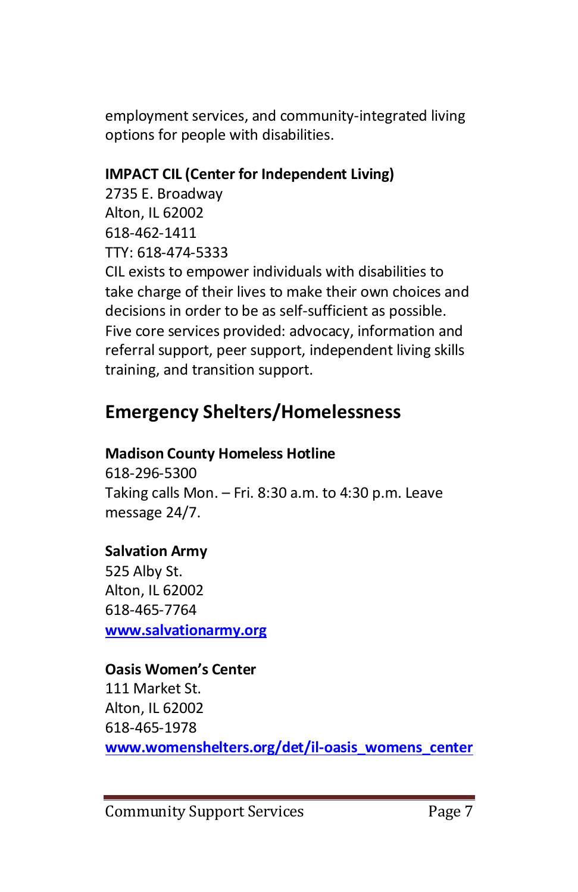employment services, and community-integrated living options for people with disabilities.

**IMPACT CIL (Center for Independent Living)**
2735 E. Broadway
Alton, IL 62002
618-462-1411
TTY: 618-474-5333
CIL exists to empower individuals with disabilities to take charge of their lives to make their own choices and decisions in order to be as self-sufficient as possible. Five core services provided: advocacy, information and referral support, peer support, independent living skills training, and transition support.

## Emergency Shelters/Homelessness

**Madison County Homeless Hotline**
618-296-5300
Taking calls Mon. – Fri. 8:30 a.m. to 4:30 p.m. Leave message 24/7.

**Salvation Army**
525 Alby St.
Alton, IL 62002
618-465-7764
**[www.salvationarmy.org](http://www.salvationarmy.org)**

**Oasis Women's Center**
111 Market St.
Alton, IL 62002
618-465-1978
**[www.womenshelters.org/det/il-oasis_womens_center](http://www.womenshelters.org/det/il-oasis_womens_center)**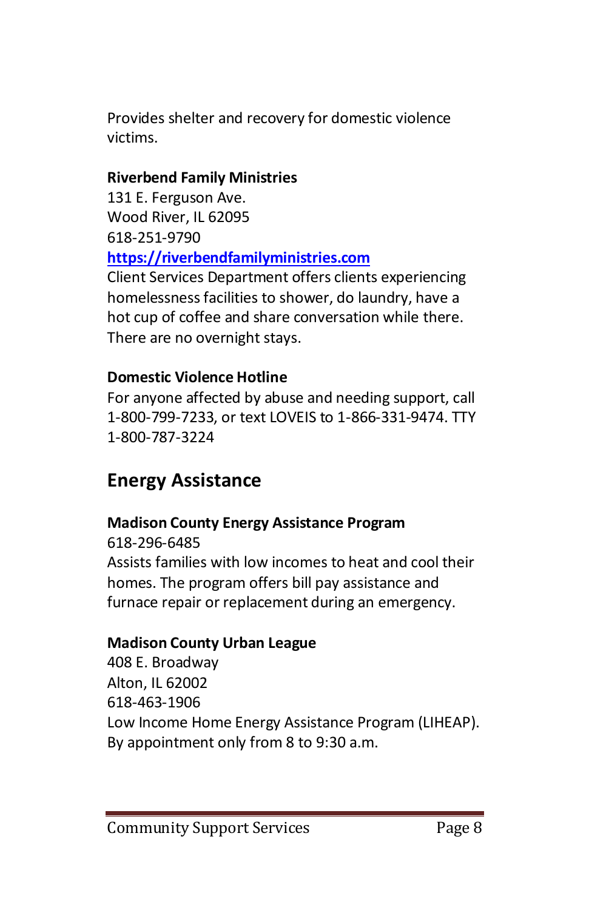Provides shelter and recovery for domestic violence victims.

**Riverbend Family Ministries**
131 E. Ferguson Ave.
Wood River, IL 62095
618-251-9790
**[https://riverbendfamilyministries.com](https://riverbendfamilyministries.com)**
Client Services Department offers clients experiencing homelessness facilities to shower, do laundry, have a hot cup of coffee and share conversation while there. There are no overnight stays.

**Domestic Violence Hotline**
For anyone affected by abuse and needing support, call 1-800-799-7233, or text LOVEIS to 1-866-331-9474. TTY 1-800-787-3224

## Energy Assistance

**Madison County Energy Assistance Program**
618-296-6485
Assists families with low incomes to heat and cool their homes. The program offers bill pay assistance and furnace repair or replacement during an emergency.

**Madison County Urban League**
408 E. Broadway
Alton, IL 62002
618-463-1906
Low Income Home Energy Assistance Program (LIHEAP). By appointment only from 8 to 9:30 a.m.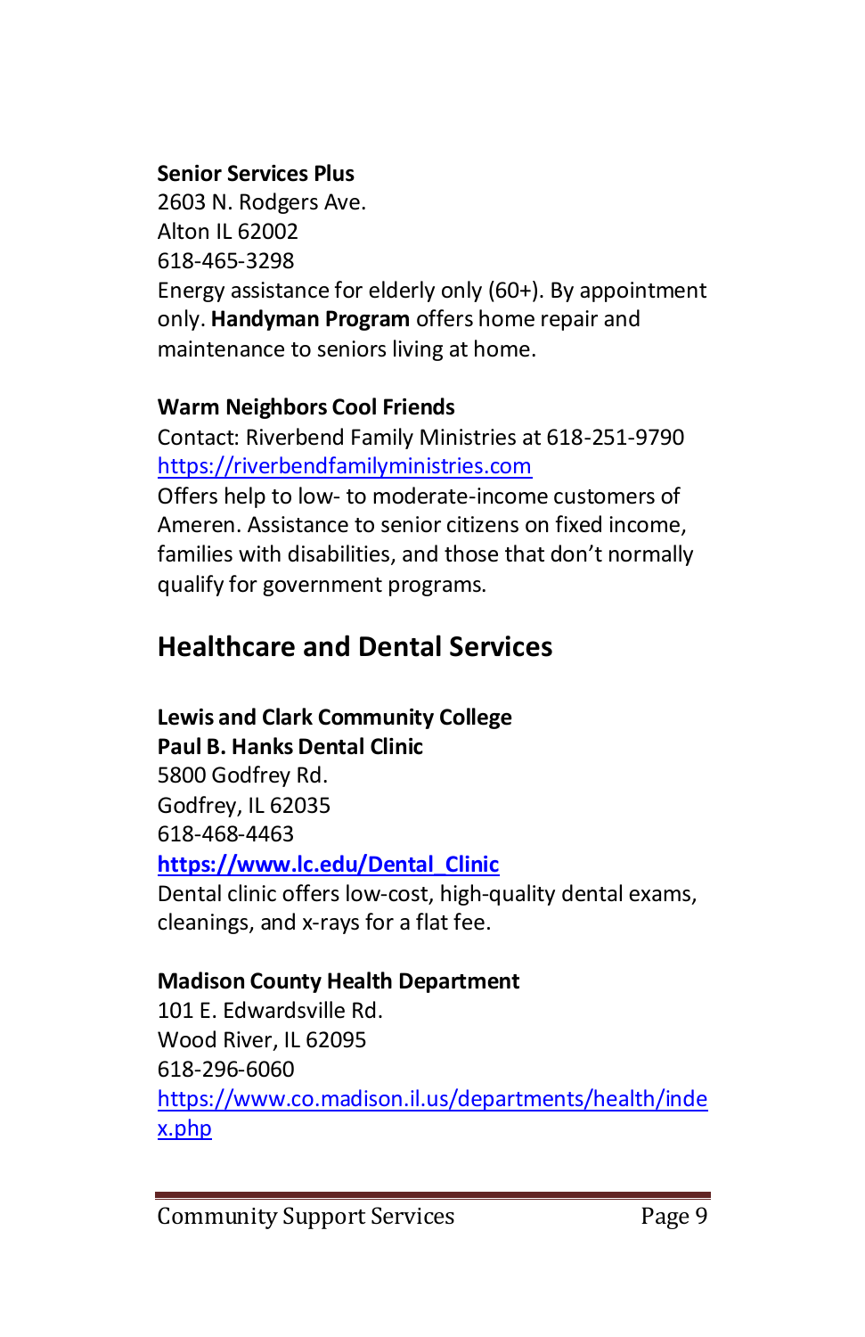**Senior Services Plus**
2603 N. Rodgers Ave.
Alton IL 62002
618-465-3298
Energy assistance for elderly only (60+). By appointment only. **Handyman Program** offers home repair and maintenance to seniors living at home.

**Warm Neighbors Cool Friends**
Contact: Riverbend Family Ministries at 618-251-9790
https://riverbendfamilyministries.com
Offers help to low- to moderate-income customers of Ameren. Assistance to senior citizens on fixed income, families with disabilities, and those that don't normally qualify for government programs.

## Healthcare and Dental Services

**Lewis and Clark Community College**
**Paul B. Hanks Dental Clinic**
5800 Godfrey Rd.
Godfrey, IL 62035
618-468-4463
**https://www.lc.edu/Dental_Clinic**
Dental clinic offers low-cost, high-quality dental exams, cleanings, and x-rays for a flat fee.

**Madison County Health Department**
101 E. Edwardsville Rd.
Wood River, IL 62095
618-296-6060
https://www.co.madison.il.us/departments/health/index.php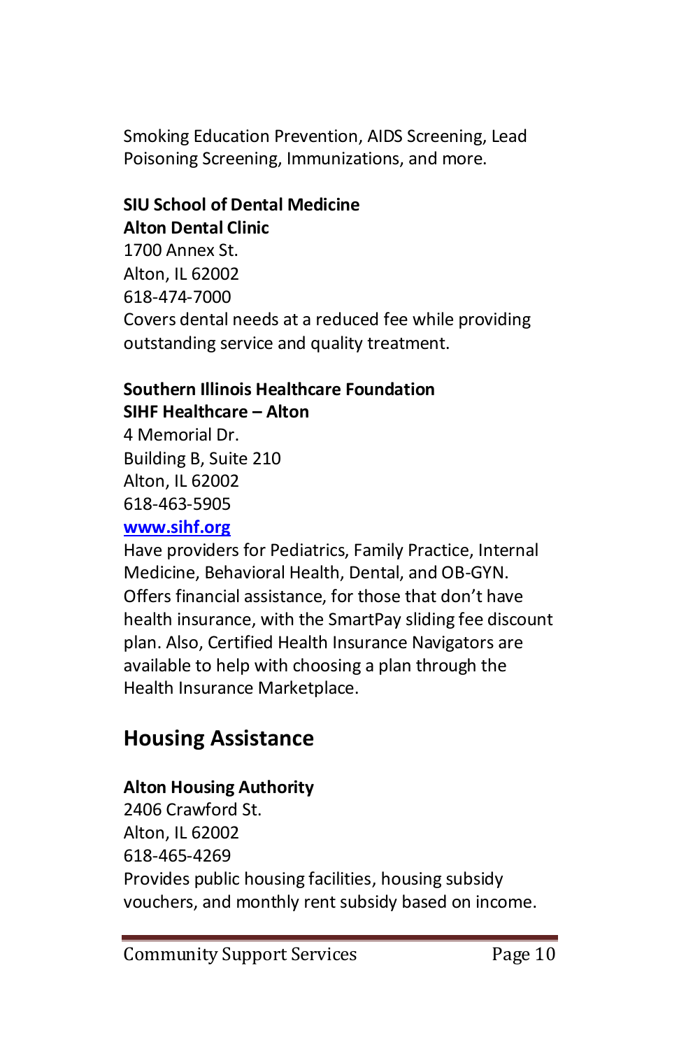Smoking Education Prevention, AIDS Screening, Lead Poisoning Screening, Immunizations, and more.

**SIU School of Dental Medicine**
**Alton Dental Clinic**
1700 Annex St.
Alton, IL 62002
618-474-7000
Covers dental needs at a reduced fee while providing outstanding service and quality treatment.

**Southern Illinois Healthcare Foundation**
**SIHF Healthcare – Alton**
4 Memorial Dr.
Building B, Suite 210
Alton, IL 62002
618-463-5905
[www.sihf.org](http://www.sihf.org)
Have providers for Pediatrics, Family Practice, Internal Medicine, Behavioral Health, Dental, and OB-GYN. Offers financial assistance, for those that don't have health insurance, with the SmartPay sliding fee discount plan. Also, Certified Health Insurance Navigators are available to help with choosing a plan through the Health Insurance Marketplace.

## Housing Assistance

**Alton Housing Authority**
2406 Crawford St.
Alton, IL 62002
618-465-4269
Provides public housing facilities, housing subsidy vouchers, and monthly rent subsidy based on income.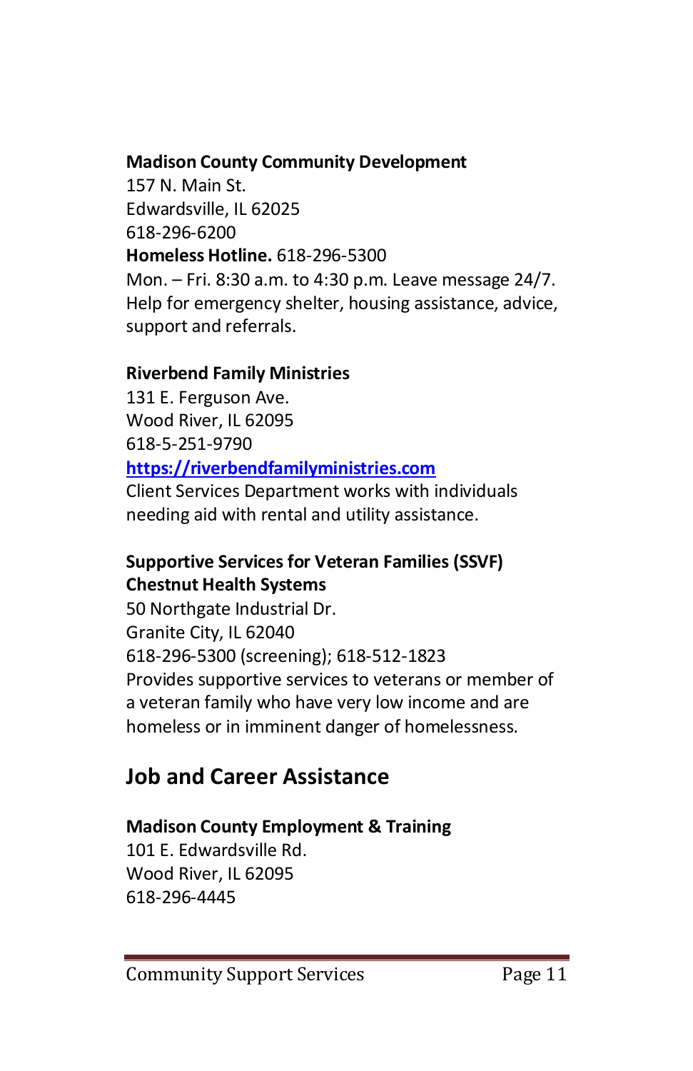**Madison County Community Development**
157 N. Main St.
Edwardsville, IL 62025
618-296-6200
**Homeless Hotline.** 618-296-5300
Mon. – Fri. 8:30 a.m. to 4:30 p.m. Leave message 24/7.
Help for emergency shelter, housing assistance, advice, support and referrals.

**Riverbend Family Ministries**
131 E. Ferguson Ave.
Wood River, IL 62095
618-5-251-9790
**https://riverbendfamilyministries.com**
Client Services Department works with individuals needing aid with rental and utility assistance.

**Supportive Services for Veteran Families (SSVF)**
**Chestnut Health Systems**
50 Northgate Industrial Dr.
Granite City, IL 62040
618-296-5300 (screening); 618-512-1823
Provides supportive services to veterans or member of a veteran family who have very low income and are homeless or in imminent danger of homelessness.

## Job and Career Assistance

**Madison County Employment & Training**
101 E. Edwardsville Rd.
Wood River, IL 62095
618-296-4445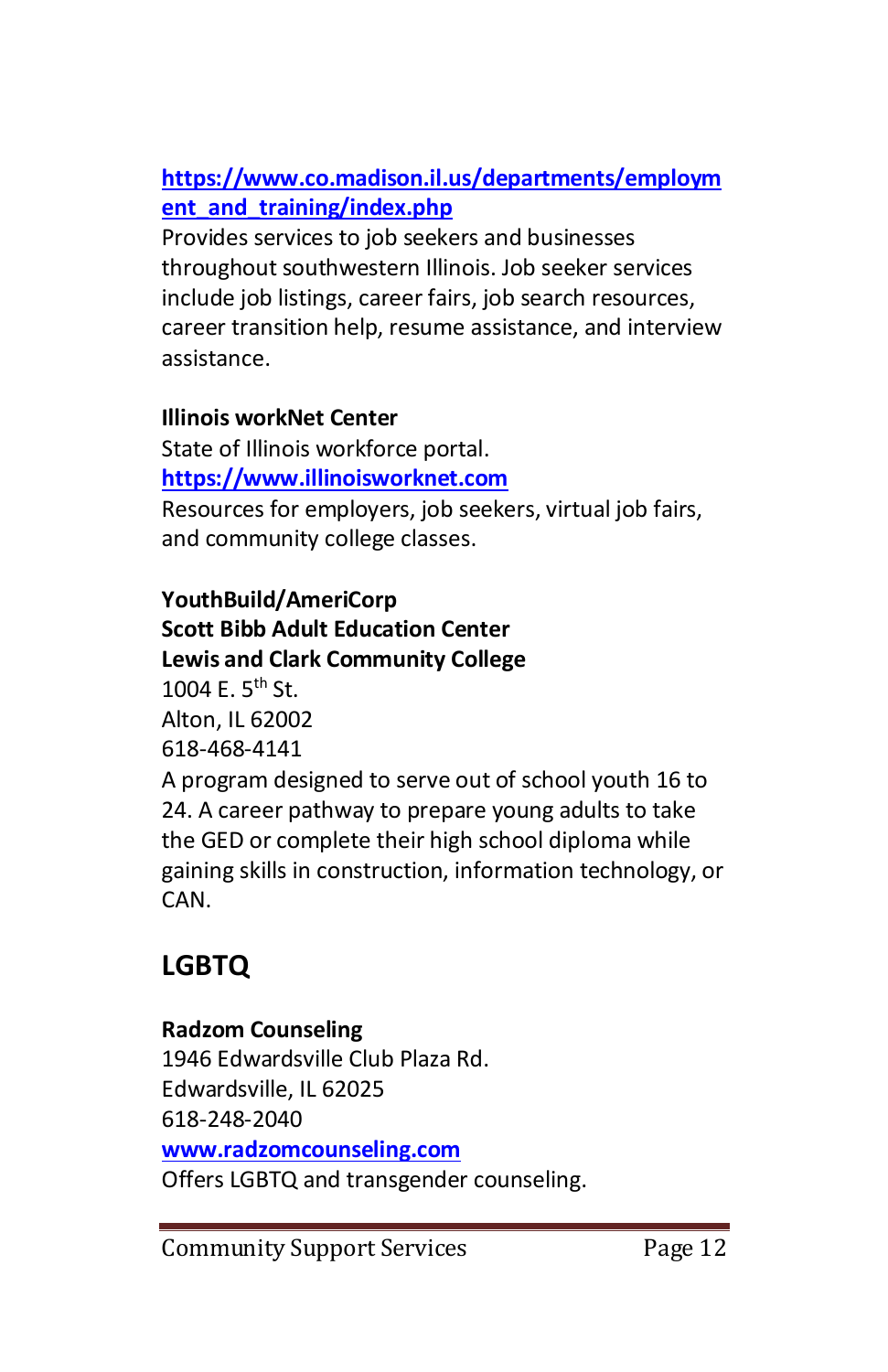https://www.co.madison.il.us/departments/employment_and_training/index.php
Provides services to job seekers and businesses throughout southwestern Illinois. Job seeker services include job listings, career fairs, job search resources, career transition help, resume assistance, and interview assistance.

**Illinois workNet Center**
State of Illinois workforce portal.
https://www.illinoisworknet.com
Resources for employers, job seekers, virtual job fairs, and community college classes.

**YouthBuild/AmeriCorp**
**Scott Bibb Adult Education Center**
**Lewis and Clark Community College**
1004 E. 5th St.
Alton, IL 62002
618-468-4141
A program designed to serve out of school youth 16 to 24. A career pathway to prepare young adults to take the GED or complete their high school diploma while gaining skills in construction, information technology, or CAN.

## LGBTQ

**Radzom Counseling**
1946 Edwardsville Club Plaza Rd.
Edwardsville, IL 62025
618-248-2040
www.radzomcounseling.com
Offers LGBTQ and transgender counseling.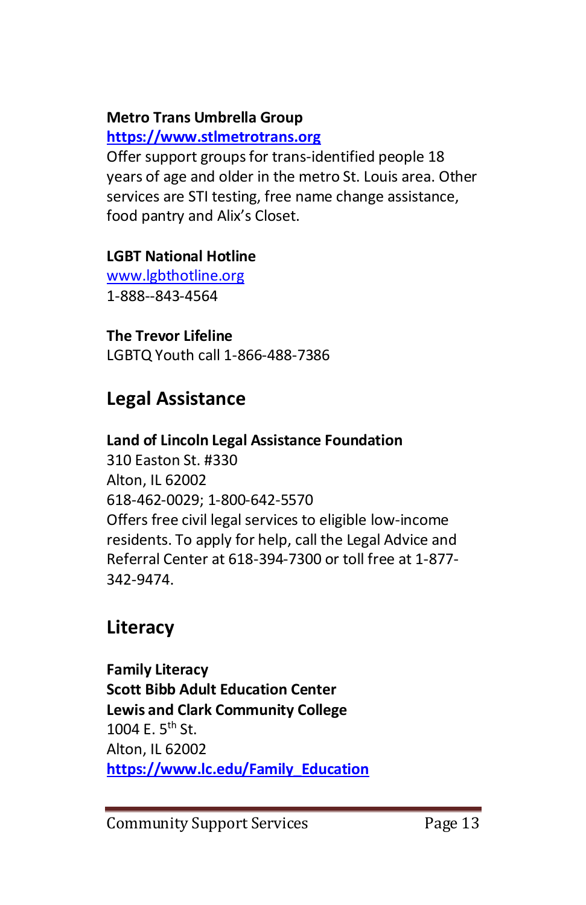**Metro Trans Umbrella Group**
**https://www.stlmetrotrans.org**
Offer support groups for trans-identified people 18 years of age and older in the metro St. Louis area. Other services are STI testing, free name change assistance, food pantry and Alix's Closet.

**LGBT National Hotline**
www.lgbthotline.org
1-888--843-4564

**The Trevor Lifeline**
LGBTQ Youth call 1-866-488-7386

## Legal Assistance

**Land of Lincoln Legal Assistance Foundation**
310 Easton St. #330
Alton, IL 62002
618-462-0029; 1-800-642-5570
Offers free civil legal services to eligible low-income residents. To apply for help, call the Legal Advice and Referral Center at 618-394-7300 or toll free at 1-877-342-9474.

## Literacy

**Family Literacy**
**Scott Bibb Adult Education Center**
**Lewis and Clark Community College**
1004 E. 5th St.
Alton, IL 62002
**https://www.lc.edu/Family_Education**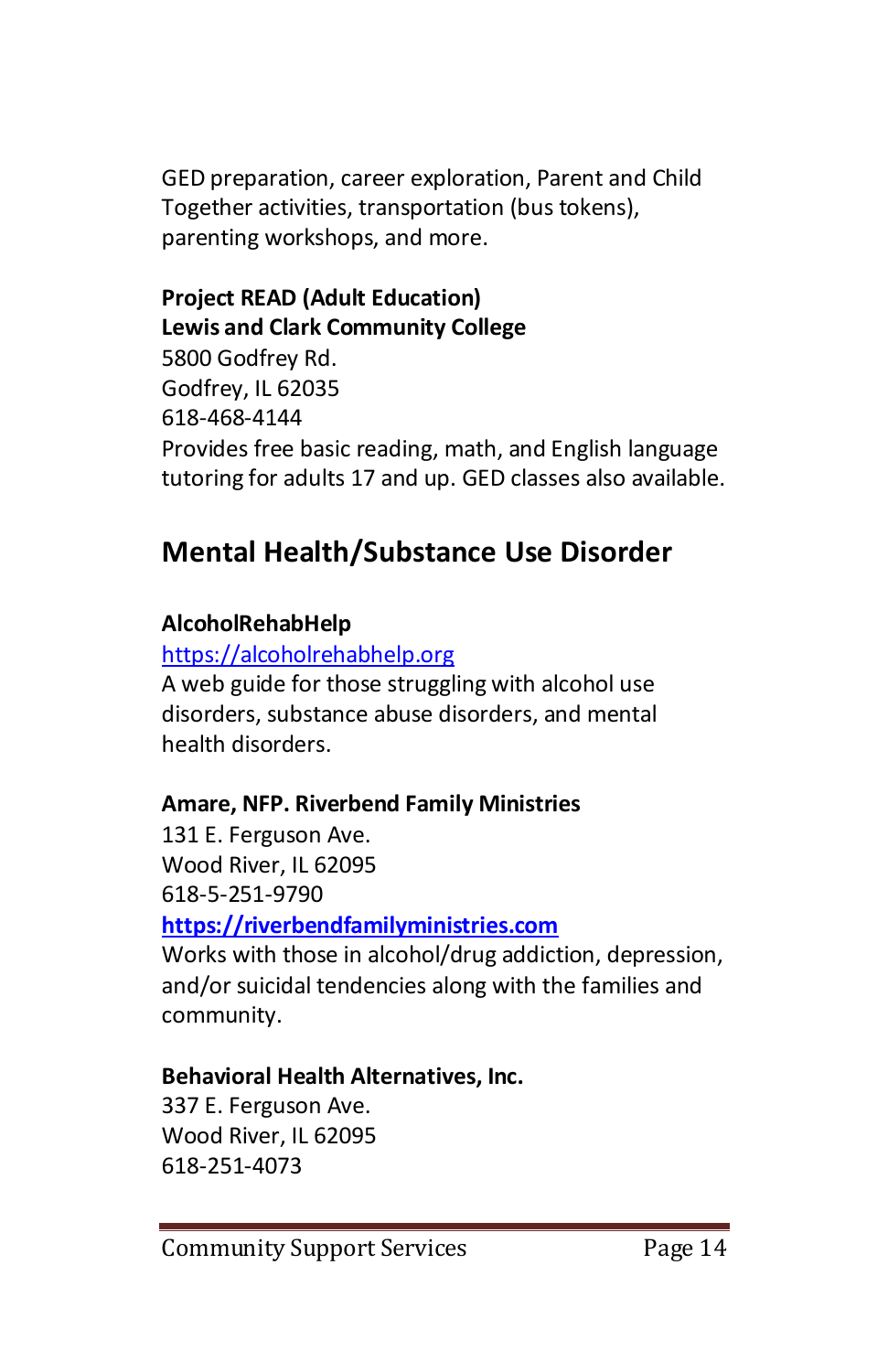GED preparation, career exploration, Parent and Child Together activities, transportation (bus tokens), parenting workshops, and more.

**Project READ (Adult Education)**
**Lewis and Clark Community College**
5800 Godfrey Rd.
Godfrey, IL 62035
618-468-4144
Provides free basic reading, math, and English language tutoring for adults 17 and up. GED classes also available.

## Mental Health/Substance Use Disorder

**AlcoholRehabHelp**
https://alcoholrehabhelp.org
A web guide for those struggling with alcohol use disorders, substance abuse disorders, and mental health disorders.

**Amare, NFP. Riverbend Family Ministries**
131 E. Ferguson Ave.
Wood River, IL 62095
618-5-251-9790
**https://riverbendfamilyministries.com**
Works with those in alcohol/drug addiction, depression, and/or suicidal tendencies along with the families and community.

**Behavioral Health Alternatives, Inc.**
337 E. Ferguson Ave.
Wood River, IL 62095
618-251-4073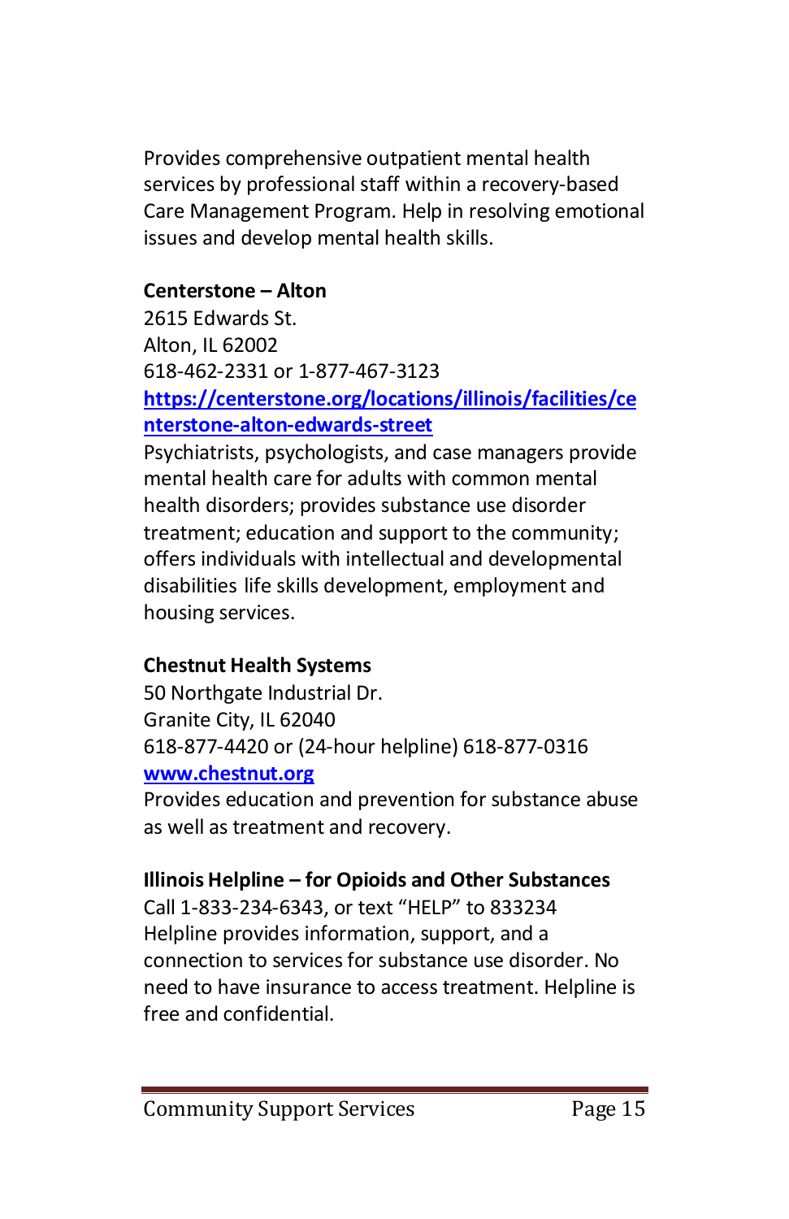Provides comprehensive outpatient mental health services by professional staff within a recovery-based Care Management Program. Help in resolving emotional issues and develop mental health skills.

**Centerstone – Alton**
2615 Edwards St.
Alton, IL 62002
618-462-2331 or 1-877-467-3123
[https://centerstone.org/locations/illinois/facilities/centerstone-alton-edwards-street](https://centerstone.org/locations/illinois/facilities/centerstone-alton-edwards-street)
Psychiatrists, psychologists, and case managers provide mental health care for adults with common mental health disorders; provides substance use disorder treatment; education and support to the community; offers individuals with intellectual and developmental disabilities life skills development, employment and housing services.

**Chestnut Health Systems**
50 Northgate Industrial Dr.
Granite City, IL 62040
618-877-4420 or (24-hour helpline) 618-877-0316
[www.chestnut.org](www.chestnut.org)
Provides education and prevention for substance abuse as well as treatment and recovery.

**Illinois Helpline – for Opioids and Other Substances**
Call 1-833-234-6343, or text "HELP" to 833234
Helpline provides information, support, and a connection to services for substance use disorder. No need to have insurance to access treatment. Helpline is free and confidential.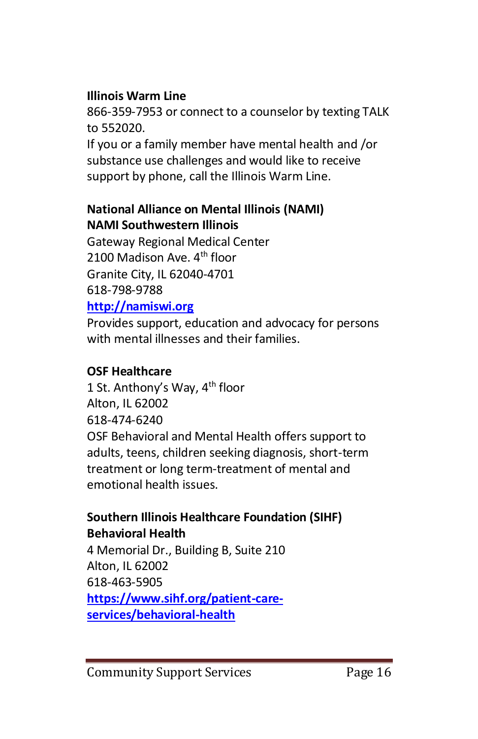**Illinois Warm Line**
866-359-7953 or connect to a counselor by texting TALK to 552020.
If you or a family member have mental health and /or substance use challenges and would like to receive support by phone, call the Illinois Warm Line.

**National Alliance on Mental Illinois (NAMI)**
**NAMI Southwestern Illinois**
Gateway Regional Medical Center
2100 Madison Ave. 4th floor
Granite City, IL 62040-4701
618-798-9788
[http://namiswi.org](http://namiswi.org)
Provides support, education and advocacy for persons with mental illnesses and their families.

**OSF Healthcare**
1 St. Anthony's Way, 4th floor
Alton, IL 62002
618-474-6240
OSF Behavioral and Mental Health offers support to adults, teens, children seeking diagnosis, short-term treatment or long term-treatment of mental and emotional health issues.

**Southern Illinois Healthcare Foundation (SIHF) Behavioral Health**
4 Memorial Dr., Building B, Suite 210
Alton, IL 62002
618-463-5905
[https://www.sihf.org/patient-care-services/behavioral-health](https://www.sihf.org/patient-care-services/behavioral-health)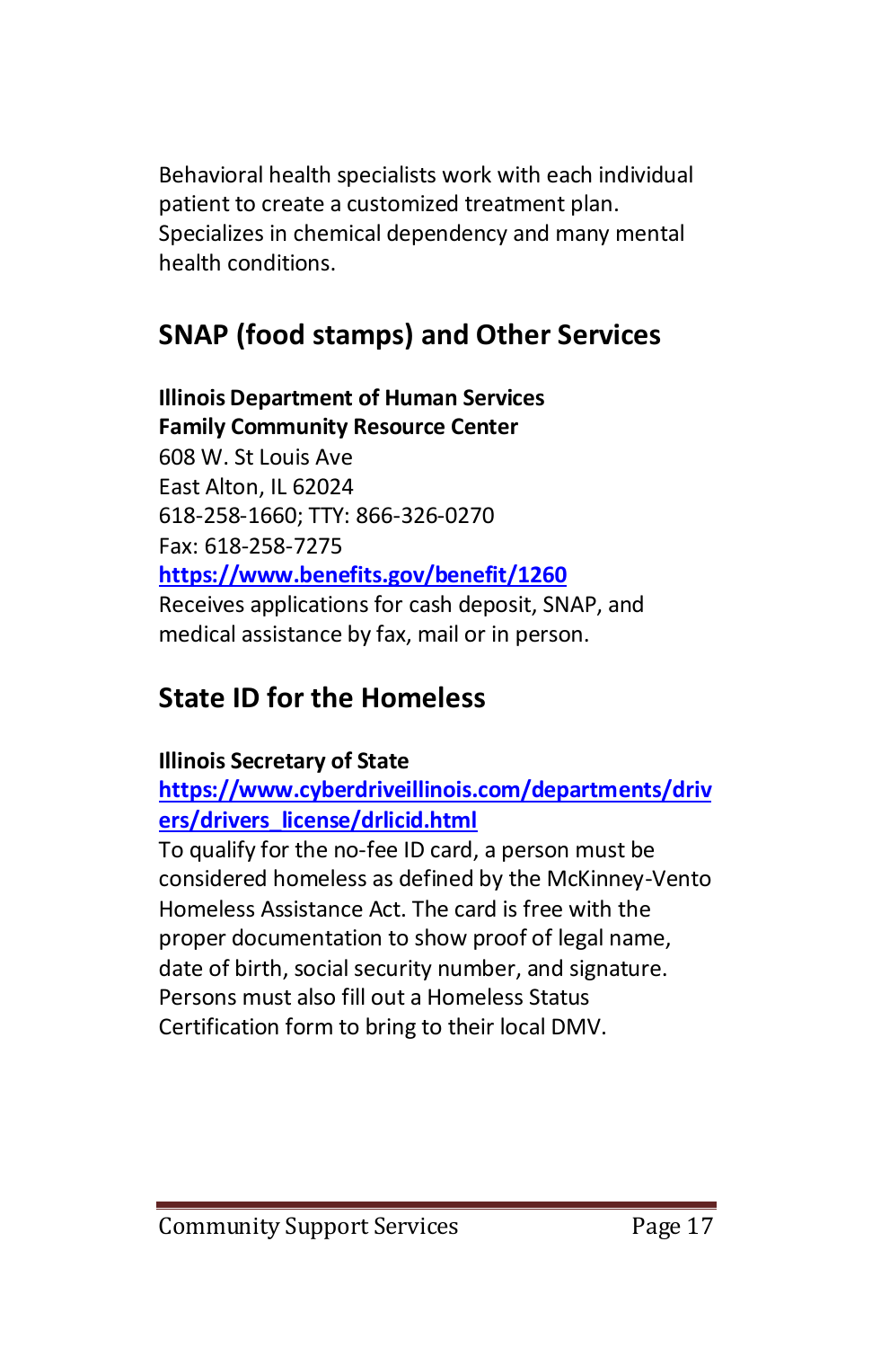Behavioral health specialists work with each individual patient to create a customized treatment plan. Specializes in chemical dependency and many mental health conditions.

## SNAP (food stamps) and Other Services

**Illinois Department of Human Services**
**Family Community Resource Center**
608 W. St Louis Ave
East Alton, IL 62024
618-258-1660; TTY: 866-326-0270
Fax: 618-258-7275
**https://www.benefits.gov/benefit/1260**
Receives applications for cash deposit, SNAP, and medical assistance by fax, mail or in person.

## State ID for the Homeless

**Illinois Secretary of State**
**https://www.cyberdriveillinois.com/departments/drivers/drivers_license/drlicid.html**
To qualify for the no-fee ID card, a person must be considered homeless as defined by the McKinney-Vento Homeless Assistance Act. The card is free with the proper documentation to show proof of legal name, date of birth, social security number, and signature. Persons must also fill out a Homeless Status Certification form to bring to their local DMV.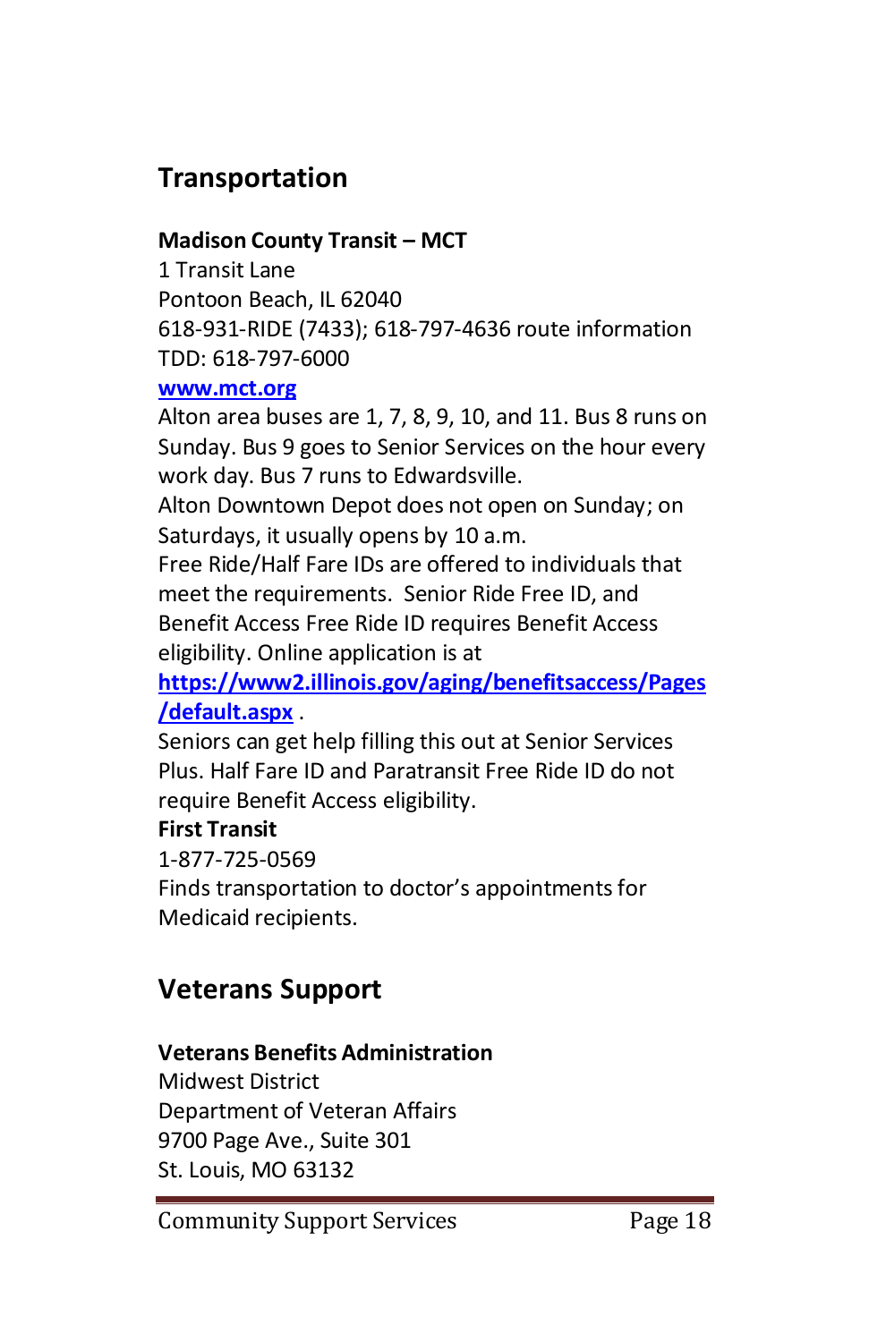## Transportation

**Madison County Transit – MCT**
1 Transit Lane
Pontoon Beach, IL 62040
618-931-RIDE (7433); 618-797-4636 route information
TDD: 618-797-6000
[www.mct.org](http://www.mct.org)
Alton area buses are 1, 7, 8, 9, 10, and 11. Bus 8 runs on Sunday. Bus 9 goes to Senior Services on the hour every work day. Bus 7 runs to Edwardsville.
Alton Downtown Depot does not open on Sunday; on Saturdays, it usually opens by 10 a.m.
Free Ride/Half Fare IDs are offered to individuals that meet the requirements. Senior Ride Free ID, and Benefit Access Free Ride ID requires Benefit Access eligibility. Online application is at [https://www2.illinois.gov/aging/benefitsaccess/Pages/default.aspx](https://www2.illinois.gov/aging/benefitsaccess/Pages/default.aspx) .
Seniors can get help filling this out at Senior Services Plus. Half Fare ID and Paratransit Free Ride ID do not require Benefit Access eligibility.

**First Transit**
1-877-725-0569
Finds transportation to doctor's appointments for Medicaid recipients.

## Veterans Support

**Veterans Benefits Administration**
Midwest District
Department of Veteran Affairs
9700 Page Ave., Suite 301
St. Louis, MO 63132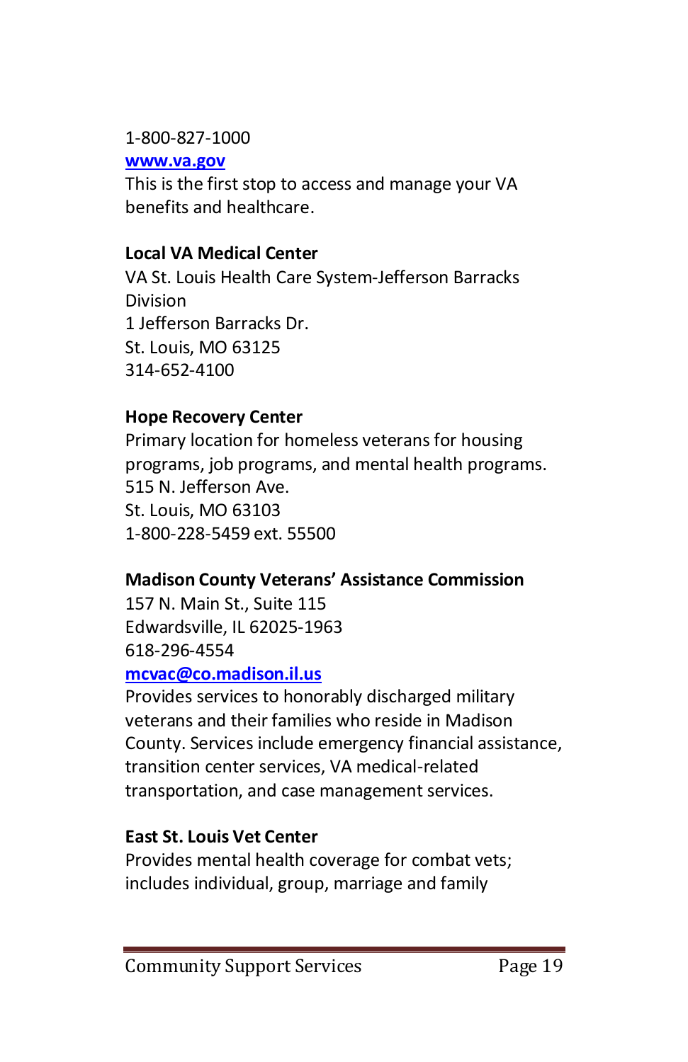1-800-827-1000
[www.va.gov](http://www.va.gov)
This is the first stop to access and manage your VA benefits and healthcare.

**Local VA Medical Center**
VA St. Louis Health Care System-Jefferson Barracks Division
1 Jefferson Barracks Dr.
St. Louis, MO 63125
314-652-4100

**Hope Recovery Center**
Primary location for homeless veterans for housing programs, job programs, and mental health programs.
515 N. Jefferson Ave.
St. Louis, MO 63103
1-800-228-5459 ext. 55500

**Madison County Veterans' Assistance Commission**
157 N. Main St., Suite 115
Edwardsville, IL 62025-1963
618-296-4554
[mcvac@co.madison.il.us](mailto:mcvac@co.madison.il.us)
Provides services to honorably discharged military veterans and their families who reside in Madison County. Services include emergency financial assistance, transition center services, VA medical-related transportation, and case management services.

**East St. Louis Vet Center**
Provides mental health coverage for combat vets; includes individual, group, marriage and family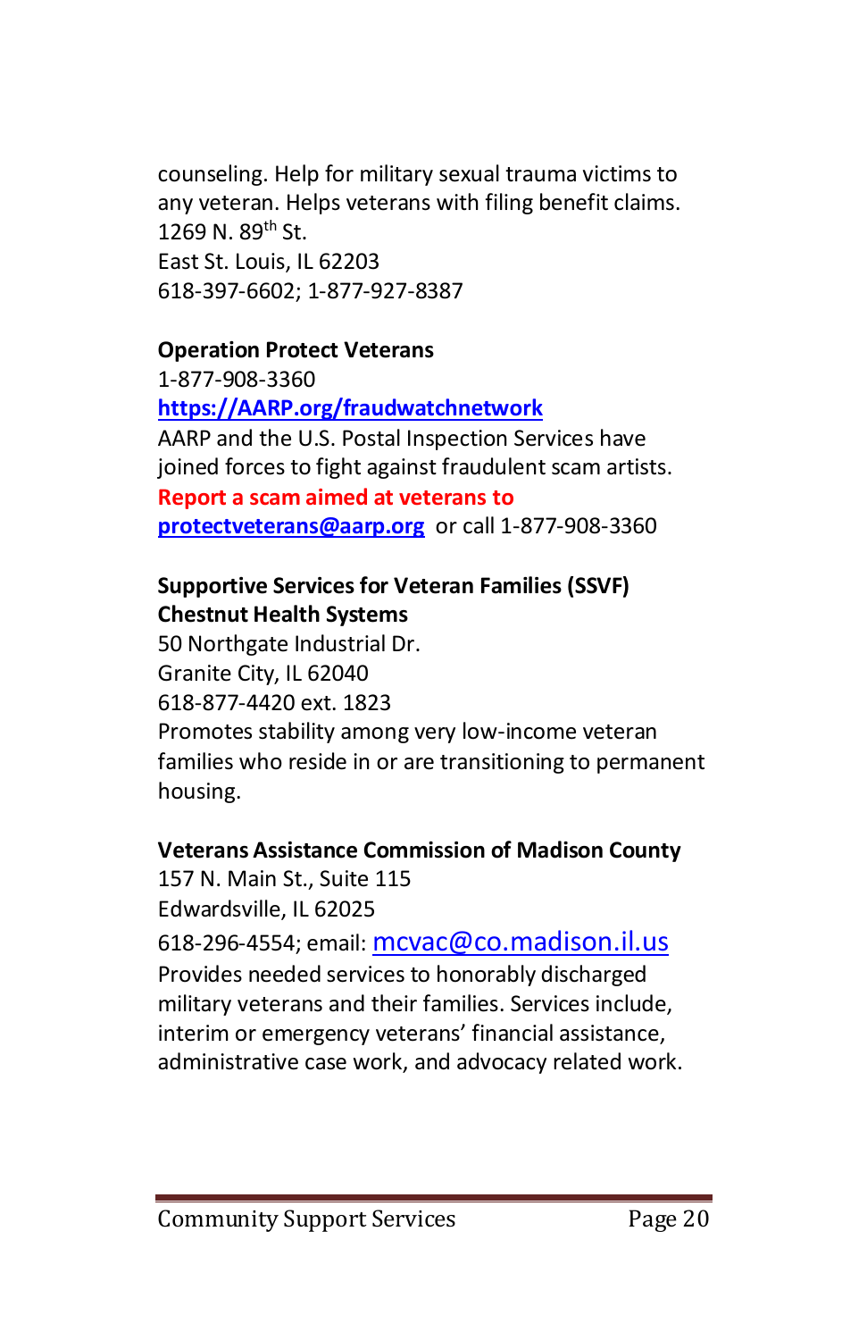counseling. Help for military sexual trauma victims to any veteran. Helps veterans with filing benefit claims.
1269 N. 89th St.
East St. Louis, IL 62203
618-397-6602; 1-877-927-8387

**Operation Protect Veterans**
1-877-908-3360
**https://AARP.org/fraudwatchnetwork**
AARP and the U.S. Postal Inspection Services have joined forces to fight against fraudulent scam artists.
**Report a scam aimed at veterans to**
**protectveterans@aarp.org** or call 1-877-908-3360

**Supportive Services for Veteran Families (SSVF)**
**Chestnut Health Systems**
50 Northgate Industrial Dr.
Granite City, IL 62040
618-877-4420 ext. 1823
Promotes stability among very low-income veteran families who reside in or are transitioning to permanent housing.

**Veterans Assistance Commission of Madison County**
157 N. Main St., Suite 115
Edwardsville, IL 62025
618-296-4554; email: mcvac@co.madison.il.us
Provides needed services to honorably discharged military veterans and their families. Services include, interim or emergency veterans' financial assistance, administrative case work, and advocacy related work.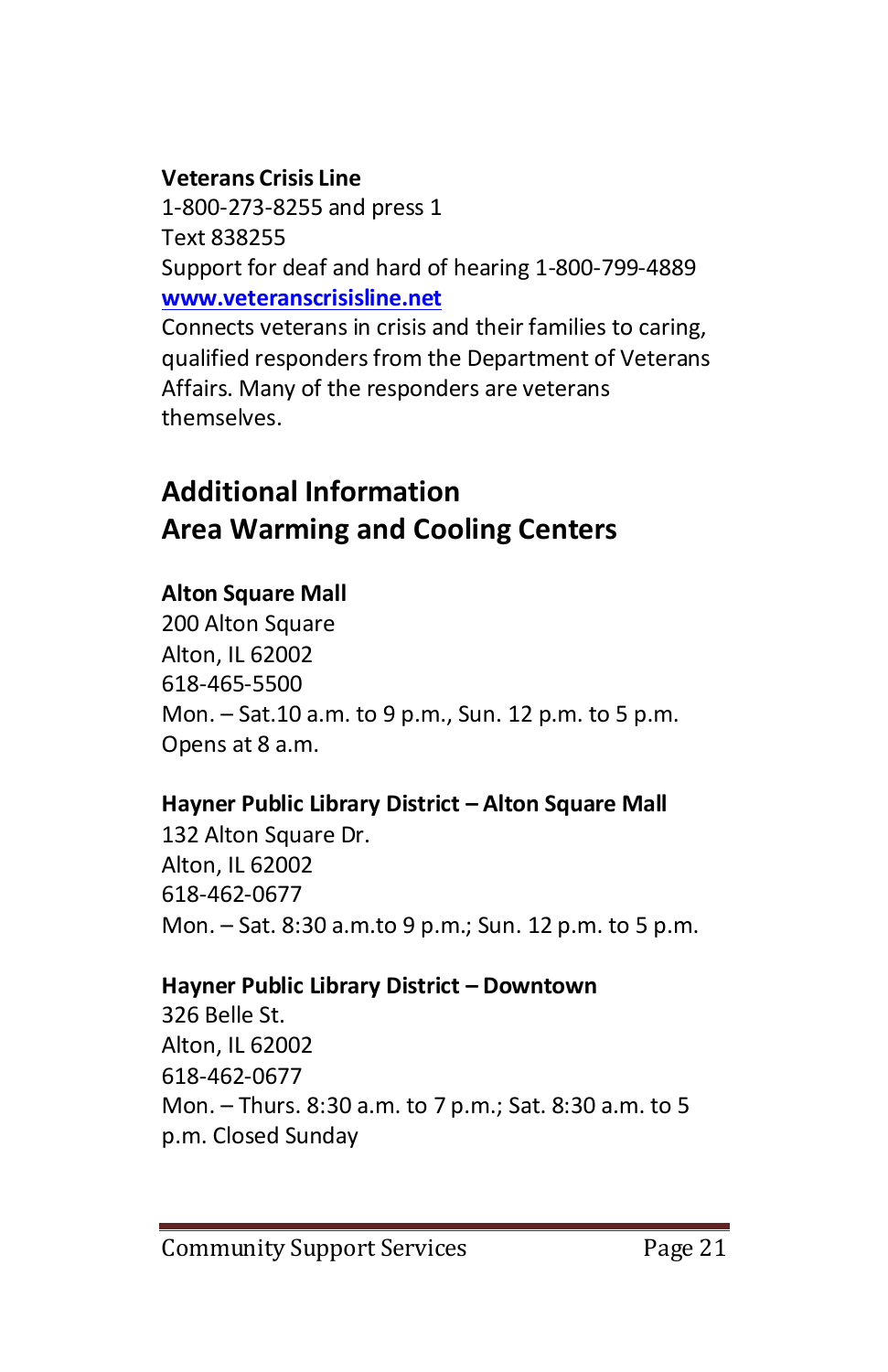**Veterans Crisis Line**
1-800-273-8255 and press 1
Text 838255
Support for deaf and hard of hearing 1-800-799-4889
[www.veteranscrisisline.net](http://www.veteranscrisisline.net)
Connects veterans in crisis and their families to caring, qualified responders from the Department of Veterans Affairs. Many of the responders are veterans themselves.

## Additional Information
## Area Warming and Cooling Centers

**Alton Square Mall**
200 Alton Square
Alton, IL 62002
618-465-5500
Mon. – Sat.10 a.m. to 9 p.m., Sun. 12 p.m. to 5 p.m.
Opens at 8 a.m.

**Hayner Public Library District – Alton Square Mall**
132 Alton Square Dr.
Alton, IL 62002
618-462-0677
Mon. – Sat. 8:30 a.m.to 9 p.m.; Sun. 12 p.m. to 5 p.m.

**Hayner Public Library District – Downtown**
326 Belle St.
Alton, IL 62002
618-462-0677
Mon. – Thurs. 8:30 a.m. to 7 p.m.; Sat. 8:30 a.m. to 5 p.m. Closed Sunday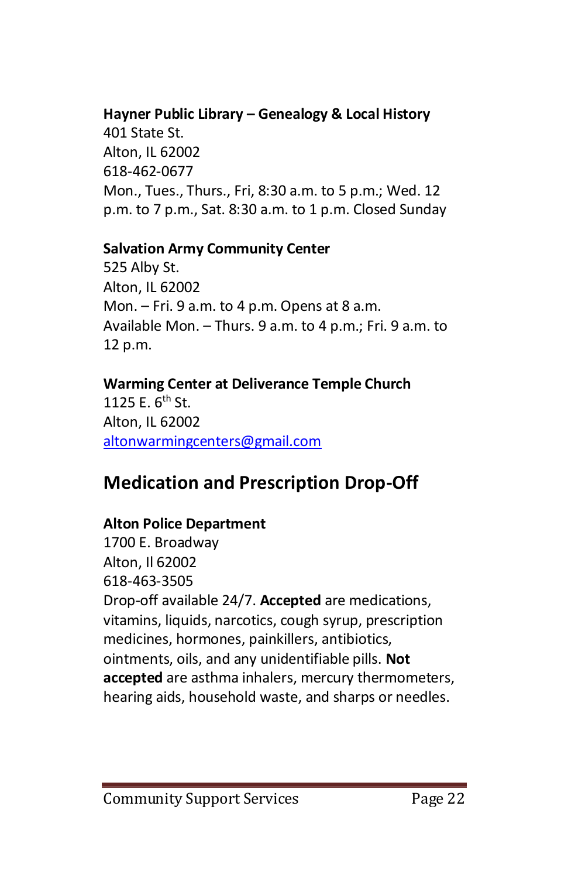**Hayner Public Library – Genealogy & Local History**
401 State St.
Alton, IL 62002
618-462-0677
Mon., Tues., Thurs., Fri, 8:30 a.m. to 5 p.m.; Wed. 12 p.m. to 7 p.m., Sat. 8:30 a.m. to 1 p.m. Closed Sunday

**Salvation Army Community Center**
525 Alby St.
Alton, IL 62002
Mon. – Fri. 9 a.m. to 4 p.m. Opens at 8 a.m.
Available Mon. – Thurs. 9 a.m. to 4 p.m.; Fri. 9 a.m. to 12 p.m.

**Warming Center at Deliverance Temple Church**
1125 E. 6th St.
Alton, IL 62002
altonwarmingcenters@gmail.com

## Medication and Prescription Drop-Off

**Alton Police Department**
1700 E. Broadway
Alton, Il 62002
618-463-3505
Drop-off available 24/7. **Accepted** are medications, vitamins, liquids, narcotics, cough syrup, prescription medicines, hormones, painkillers, antibiotics, ointments, oils, and any unidentifiable pills. **Not accepted** are asthma inhalers, mercury thermometers, hearing aids, household waste, and sharps or needles.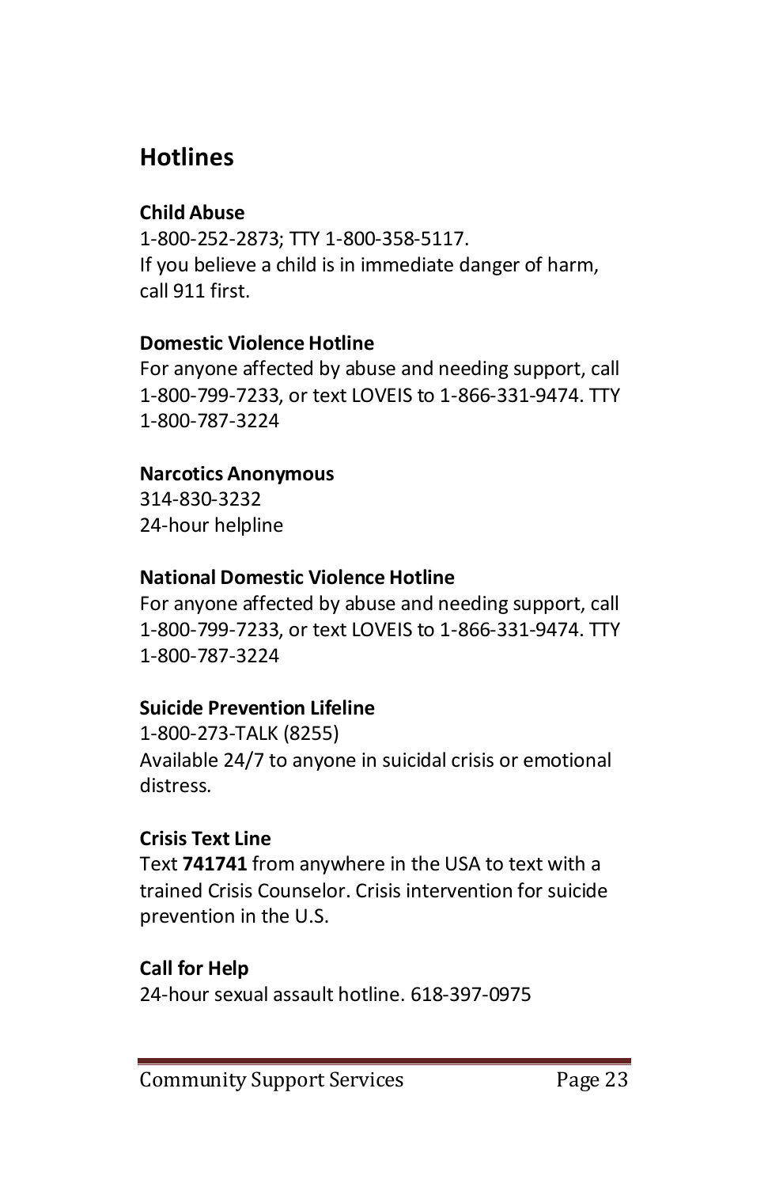## Hotlines

**Child Abuse**
1-800-252-2873; TTY 1-800-358-5117.
If you believe a child is in immediate danger of harm, call 911 first.

**Domestic Violence Hotline**
For anyone affected by abuse and needing support, call 1-800-799-7233, or text LOVEIS to 1-866-331-9474. TTY 1-800-787-3224

**Narcotics Anonymous**
314-830-3232
24-hour helpline

**National Domestic Violence Hotline**
For anyone affected by abuse and needing support, call 1-800-799-7233, or text LOVEIS to 1-866-331-9474. TTY 1-800-787-3224

**Suicide Prevention Lifeline**
1-800-273-TALK (8255)
Available 24/7 to anyone in suicidal crisis or emotional distress.

**Crisis Text Line**
Text **741741** from anywhere in the USA to text with a trained Crisis Counselor. Crisis intervention for suicide prevention in the U.S.

**Call for Help**
24-hour sexual assault hotline. 618-397-0975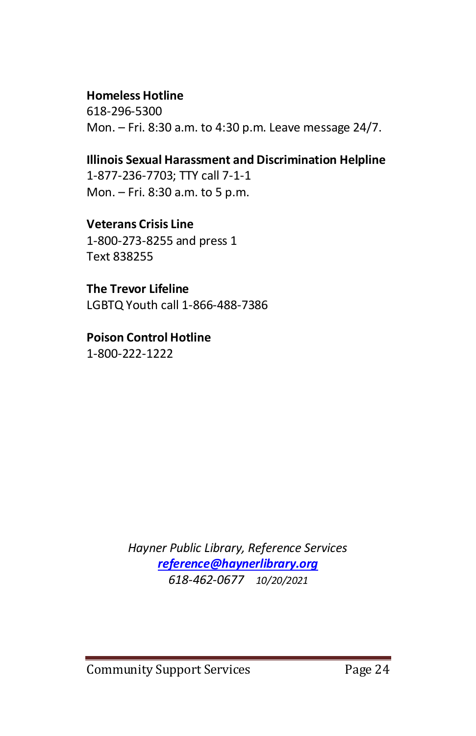**Homeless Hotline**
618-296-5300
Mon. – Fri. 8:30 a.m. to 4:30 p.m. Leave message 24/7.

**Illinois Sexual Harassment and Discrimination Helpline**
1-877-236-7703; TTY call 7-1-1
Mon. – Fri. 8:30 a.m. to 5 p.m.

**Veterans Crisis Line**
1-800-273-8255 and press 1
Text 838255

**The Trevor Lifeline**
LGBTQ Youth call 1-866-488-7386

**Poison Control Hotline**
1-800-222-1222

*Hayner Public Library, Reference Services*
***reference@haynerlibrary.org***
*618-462-0677 10/20/2021*